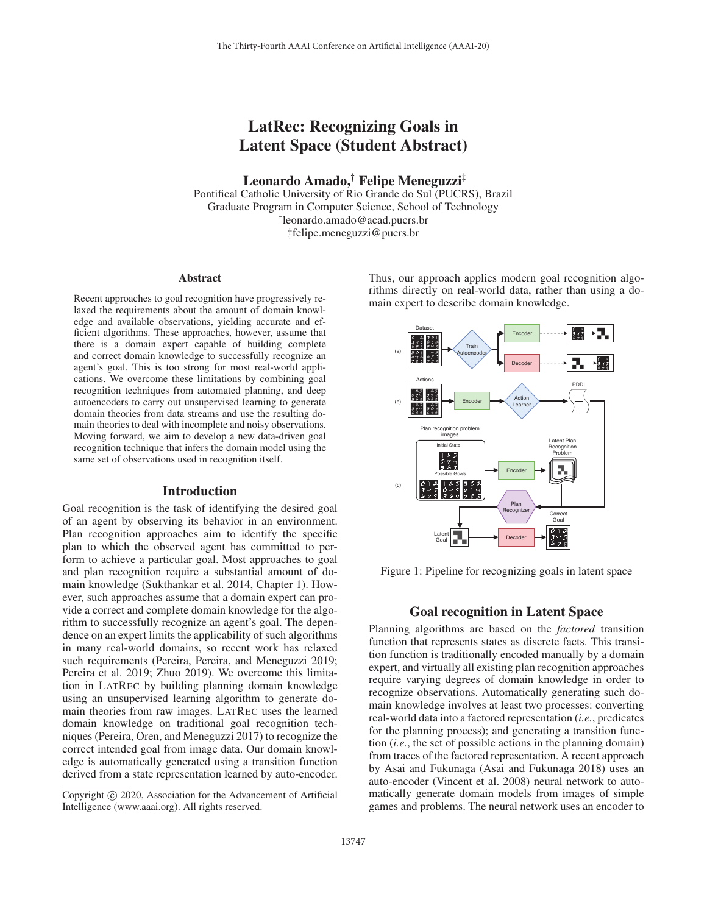# LatRec: Recognizing Goals in Latent Space (Student Abstract)

**Leonardo Amado,[†] Felipe Meneguzzi[‡]**

Pontifical Catholic University of Rio Grande do Sul (PUCRS), Brazil
Graduate Program in Computer Science, School of Technology
[†]leonardo.amado@acad.pucrs.br
‡felipe.meneguzzi@pucrs.br

### Abstract

Recent approaches to goal recognition have progressively relaxed the requirements about the amount of domain knowledge and available observations, yielding accurate and efficient algorithms. These approaches, however, assume that there is a domain expert capable of building complete and correct domain knowledge to successfully recognize an agent's goal. This is too strong for most real-world applications. We overcome these limitations by combining goal recognition techniques from automated planning, and deep autoencoders to carry out unsupervised learning to generate domain theories from data streams and use the resulting domain theories to deal with incomplete and noisy observations. Moving forward, we aim to develop a new data-driven goal recognition technique that infers the domain model using the same set of observations used in recognition itself.

## Introduction

Goal recognition is the task of identifying the desired goal of an agent by observing its behavior in an environment. Plan recognition approaches aim to identify the specific plan to which the observed agent has committed to perform to achieve a particular goal. Most approaches to goal and plan recognition require a substantial amount of domain knowledge (Sukthankar et al. 2014, Chapter 1). However, such approaches assume that a domain expert can provide a correct and complete domain knowledge for the algorithm to successfully recognize an agent's goal. The dependence on an expert limits the applicability of such algorithms in many real-world domains, so recent work has relaxed such requirements (Pereira, Pereira, and Meneguzzi 2019; Pereira et al. 2019; Zhuo 2019). We overcome this limitation in LatRec by building planning domain knowledge using an unsupervised learning algorithm to generate domain theories from raw images. LatRec uses the learned domain knowledge on traditional goal recognition techniques (Pereira, Oren, and Meneguzzi 2017) to recognize the correct intended goal from image data. Our domain knowledge is automatically generated using a transition function derived from a state representation learned by auto-encoder. Thus, our approach applies modern goal recognition algorithms directly on real-world data, rather than using a domain expert to describe domain knowledge.

Figure 1: Pipeline for recognizing goals in latent space

## Goal recognition in Latent Space

Planning algorithms are based on the *factored* transition function that represents states as discrete facts. This transition function is traditionally encoded manually by a domain expert, and virtually all existing plan recognition approaches require varying degrees of domain knowledge in order to recognize observations. Automatically generating such domain knowledge involves at least two processes: converting real-world data into a factored representation (*i.e.*, predicates for the planning process); and generating a transition function (*i.e.*, the set of possible actions in the planning domain) from traces of the factored representation. A recent approach by Asai and Fukunaga (Asai and Fukunaga 2018) uses an auto-encoder (Vincent et al. 2008) neural network to automatically generate domain models from images of simple games and problems. The neural network uses an encoder to

Copyright © 2020, Association for the Advancement of Artificial Intelligence (www.aaai.org). All rights reserved.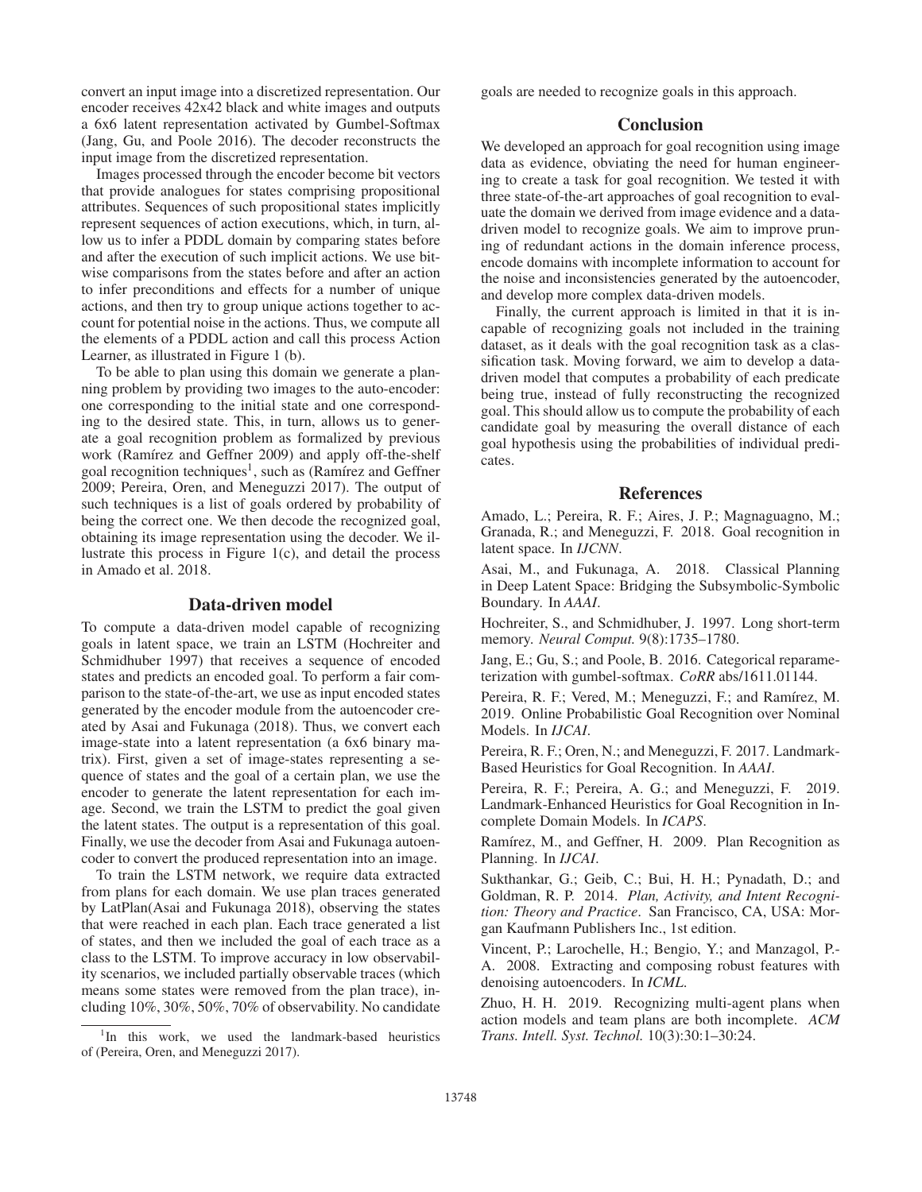convert an input image into a discretized representation. Our encoder receives 42x42 black and white images and outputs a 6x6 latent representation activated by Gumbel-Softmax (Jang, Gu, and Poole 2016). The decoder reconstructs the input image from the discretized representation.

Images processed through the encoder become bit vectors that provide analogues for states comprising propositional attributes. Sequences of such propositional states implicitly represent sequences of action executions, which, in turn, allow us to infer a PDDL domain by comparing states before and after the execution of such implicit actions. We use bitwise comparisons from the states before and after an action to infer preconditions and effects for a number of unique actions, and then try to group unique actions together to account for potential noise in the actions. Thus, we compute all the elements of a PDDL action and call this process Action Learner, as illustrated in Figure 1 (b).

To be able to plan using this domain we generate a planning problem by providing two images to the auto-encoder: one corresponding to the initial state and one corresponding to the desired state. This, in turn, allows us to generate a goal recognition problem as formalized by previous work (Ramírez and Geffner 2009) and apply off-the-shelf goal recognition techniques[1], such as (Ramírez and Geffner 2009; Pereira, Oren, and Meneguzzi 2017). The output of such techniques is a list of goals ordered by probability of being the correct one. We then decode the recognized goal, obtaining its image representation using the decoder. We illustrate this process in Figure 1(c), and detail the process in Amado et al. 2018.

## Data-driven model

To compute a data-driven model capable of recognizing goals in latent space, we train an LSTM (Hochreiter and Schmidhuber 1997) that receives a sequence of encoded states and predicts an encoded goal. To perform a fair comparison to the state-of-the-art, we use as input encoded states generated by the encoder module from the autoencoder created by Asai and Fukunaga (2018). Thus, we convert each image-state into a latent representation (a 6x6 binary matrix). First, given a set of image-states representing a sequence of states and the goal of a certain plan, we use the encoder to generate the latent representation for each image. Second, we train the LSTM to predict the goal given the latent states. The output is a representation of this goal. Finally, we use the decoder from Asai and Fukunaga autoencoder to convert the produced representation into an image.

To train the LSTM network, we require data extracted from plans for each domain. We use plan traces generated by LatPlan(Asai and Fukunaga 2018), observing the states that were reached in each plan. Each trace generated a list of states, and then we included the goal of each trace as a class to the LSTM. To improve accuracy in low observability scenarios, we included partially observable traces (which means some states were removed from the plan trace), including 10%, 30%, 50%, 70% of observability. No candidate goals are needed to recognize goals in this approach.

[1]In this work, we used the landmark-based heuristics of (Pereira, Oren, and Meneguzzi 2017).

## Conclusion

We developed an approach for goal recognition using image data as evidence, obviating the need for human engineering to create a task for goal recognition. We tested it with three state-of-the-art approaches of goal recognition to evaluate the domain we derived from image evidence and a data-driven model to recognize goals. We aim to improve pruning of redundant actions in the domain inference process, encode domains with incomplete information to account for the noise and inconsistencies generated by the autoencoder, and develop more complex data-driven models.

Finally, the current approach is limited in that it is incapable of recognizing goals not included in the training dataset, as it deals with the goal recognition task as a classification task. Moving forward, we aim to develop a data-driven model that computes a probability of each predicate being true, instead of fully reconstructing the recognized goal. This should allow us to compute the probability of each candidate goal by measuring the overall distance of each goal hypothesis using the probabilities of individual predicates.

## References

Amado, L.; Pereira, R. F.; Aires, J. P.; Magnaguagno, M.; Granada, R.; and Meneguzzi, F. 2018. Goal recognition in latent space. In *IJCNN*.

Asai, M., and Fukunaga, A. 2018. Classical Planning in Deep Latent Space: Bridging the Subsymbolic-Symbolic Boundary. In *AAAI*.

Hochreiter, S., and Schmidhuber, J. 1997. Long short-term memory. *Neural Comput.* 9(8):1735–1780.

Jang, E.; Gu, S.; and Poole, B. 2016. Categorical reparameterization with gumbel-softmax. *CoRR* abs/1611.01144.

Pereira, R. F.; Vered, M.; Meneguzzi, F.; and Ramírez, M. 2019. Online Probabilistic Goal Recognition over Nominal Models. In *IJCAI*.

Pereira, R. F.; Oren, N.; and Meneguzzi, F. 2017. Landmark-Based Heuristics for Goal Recognition. In *AAAI*.

Pereira, R. F.; Pereira, A. G.; and Meneguzzi, F. 2019. Landmark-Enhanced Heuristics for Goal Recognition in Incomplete Domain Models. In *ICAPS*.

Ramírez, M., and Geffner, H. 2009. Plan Recognition as Planning. In *IJCAI*.

Sukthankar, G.; Geib, C.; Bui, H. H.; Pynadath, D.; and Goldman, R. P. 2014. *Plan, Activity, and Intent Recognition: Theory and Practice*. San Francisco, CA, USA: Morgan Kaufmann Publishers Inc., 1st edition.

Vincent, P.; Larochelle, H.; Bengio, Y.; and Manzagol, P.-A. 2008. Extracting and composing robust features with denoising autoencoders. In *ICML*.

Zhuo, H. H. 2019. Recognizing multi-agent plans when action models and team plans are both incomplete. *ACM Trans. Intell. Syst. Technol.* 10(3):30:1–30:24.